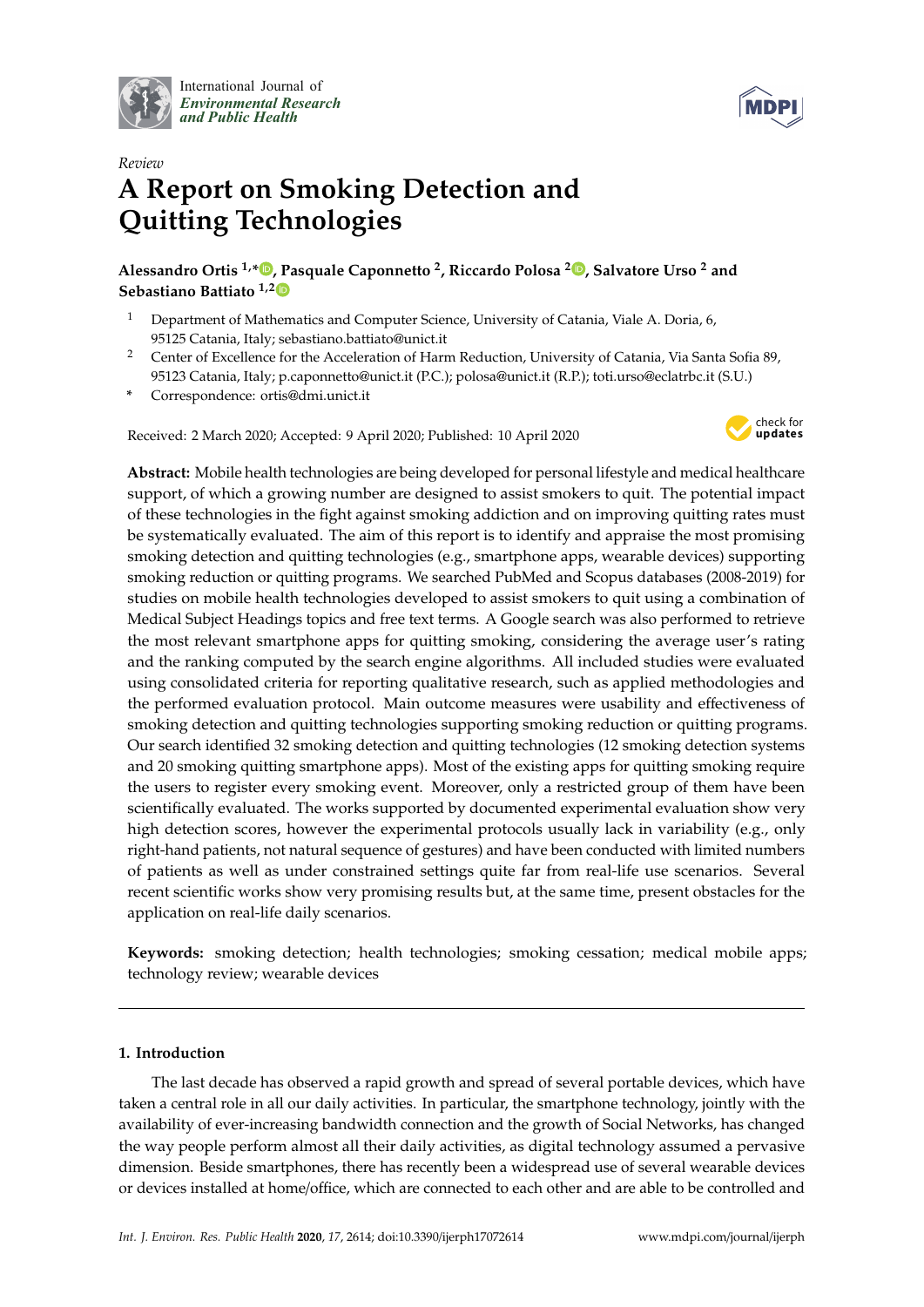International Journal of *Environmental Research and Public Health*

*Review*

# A Report on Smoking Detection and Quitting Technologies

**Alessandro Ortis [1,*], Pasquale Caponnetto [2], Riccardo Polosa [2], Salvatore Urso [2] and Sebastiano Battiato [1,2]**

[1] Department of Mathematics and Computer Science, University of Catania, Viale A. Doria, 6, 95125 Catania, Italy; sebastiano.battiato@unict.it

[2] Center of Excellence for the Acceleration of Harm Reduction, University of Catania, Via Santa Sofia 89, 95123 Catania, Italy; p.caponnetto@unict.it (P.C.); polosa@unict.it (R.P.); toti.urso@eclatrbc.it (S.U.)

\* Correspondence: ortis@dmi.unict.it

Received: 2 March 2020; Accepted: 9 April 2020; Published: 10 April 2020

**Abstract:** Mobile health technologies are being developed for personal lifestyle and medical healthcare support, of which a growing number are designed to assist smokers to quit. The potential impact of these technologies in the fight against smoking addiction and on improving quitting rates must be systematically evaluated. The aim of this report is to identify and appraise the most promising smoking detection and quitting technologies (e.g., smartphone apps, wearable devices) supporting smoking reduction or quitting programs. We searched PubMed and Scopus databases (2008-2019) for studies on mobile health technologies developed to assist smokers to quit using a combination of Medical Subject Headings topics and free text terms. A Google search was also performed to retrieve the most relevant smartphone apps for quitting smoking, considering the average user's rating and the ranking computed by the search engine algorithms. All included studies were evaluated using consolidated criteria for reporting qualitative research, such as applied methodologies and the performed evaluation protocol. Main outcome measures were usability and effectiveness of smoking detection and quitting technologies supporting smoking reduction or quitting programs. Our search identified 32 smoking detection and quitting technologies (12 smoking detection systems and 20 smoking quitting smartphone apps). Most of the existing apps for quitting smoking require the users to register every smoking event. Moreover, only a restricted group of them have been scientifically evaluated. The works supported by documented experimental evaluation show very high detection scores, however the experimental protocols usually lack in variability (e.g., only right-hand patients, not natural sequence of gestures) and have been conducted with limited numbers of patients as well as under constrained settings quite far from real-life use scenarios. Several recent scientific works show very promising results but, at the same time, present obstacles for the application on real-life daily scenarios.

**Keywords:** smoking detection; health technologies; smoking cessation; medical mobile apps; technology review; wearable devices

## 1. Introduction

The last decade has observed a rapid growth and spread of several portable devices, which have taken a central role in all our daily activities. In particular, the smartphone technology, jointly with the availability of ever-increasing bandwidth connection and the growth of Social Networks, has changed the way people perform almost all their daily activities, as digital technology assumed a pervasive dimension. Beside smartphones, there has recently been a widespread use of several wearable devices or devices installed at home/office, which are connected to each other and are able to be controlled and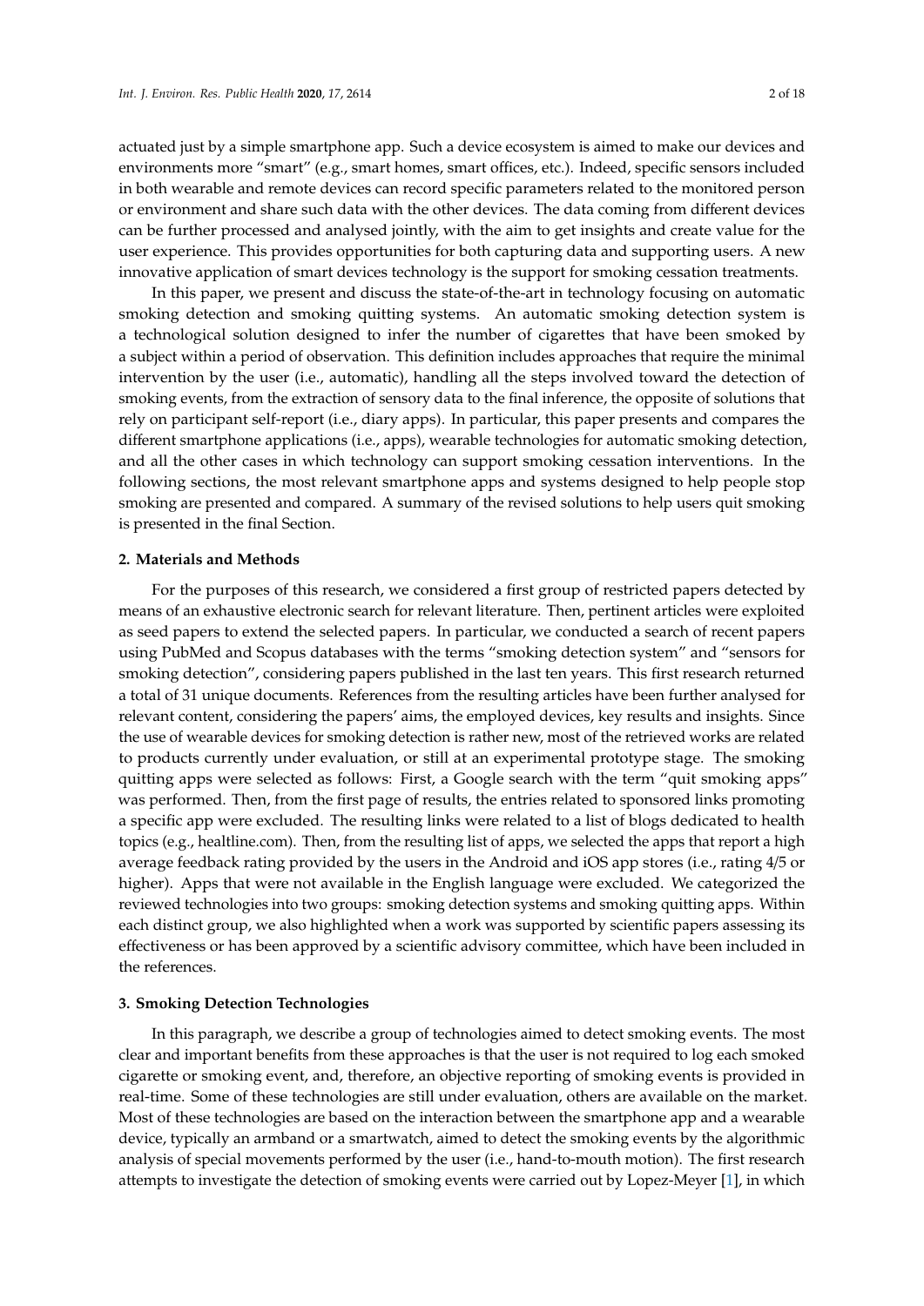actuated just by a simple smartphone app. Such a device ecosystem is aimed to make our devices and environments more "smart" (e.g., smart homes, smart offices, etc.). Indeed, specific sensors included in both wearable and remote devices can record specific parameters related to the monitored person or environment and share such data with the other devices. The data coming from different devices can be further processed and analysed jointly, with the aim to get insights and create value for the user experience. This provides opportunities for both capturing data and supporting users. A new innovative application of smart devices technology is the support for smoking cessation treatments.

In this paper, we present and discuss the state-of-the-art in technology focusing on automatic smoking detection and smoking quitting systems. An automatic smoking detection system is a technological solution designed to infer the number of cigarettes that have been smoked by a subject within a period of observation. This definition includes approaches that require the minimal intervention by the user (i.e., automatic), handling all the steps involved toward the detection of smoking events, from the extraction of sensory data to the final inference, the opposite of solutions that rely on participant self-report (i.e., diary apps). In particular, this paper presents and compares the different smartphone applications (i.e., apps), wearable technologies for automatic smoking detection, and all the other cases in which technology can support smoking cessation interventions. In the following sections, the most relevant smartphone apps and systems designed to help people stop smoking are presented and compared. A summary of the revised solutions to help users quit smoking is presented in the final Section.

## 2. Materials and Methods

For the purposes of this research, we considered a first group of restricted papers detected by means of an exhaustive electronic search for relevant literature. Then, pertinent articles were exploited as seed papers to extend the selected papers. In particular, we conducted a search of recent papers using PubMed and Scopus databases with the terms "smoking detection system" and "sensors for smoking detection", considering papers published in the last ten years. This first research returned a total of 31 unique documents. References from the resulting articles have been further analysed for relevant content, considering the papers' aims, the employed devices, key results and insights. Since the use of wearable devices for smoking detection is rather new, most of the retrieved works are related to products currently under evaluation, or still at an experimental prototype stage. The smoking quitting apps were selected as follows: First, a Google search with the term "quit smoking apps" was performed. Then, from the first page of results, the entries related to sponsored links promoting a specific app were excluded. The resulting links were related to a list of blogs dedicated to health topics (e.g., healtline.com). Then, from the resulting list of apps, we selected the apps that report a high average feedback rating provided by the users in the Android and iOS app stores (i.e., rating 4/5 or higher). Apps that were not available in the English language were excluded. We categorized the reviewed technologies into two groups: smoking detection systems and smoking quitting apps. Within each distinct group, we also highlighted when a work was supported by scientific papers assessing its effectiveness or has been approved by a scientific advisory committee, which have been included in the references.

## 3. Smoking Detection Technologies

In this paragraph, we describe a group of technologies aimed to detect smoking events. The most clear and important benefits from these approaches is that the user is not required to log each smoked cigarette or smoking event, and, therefore, an objective reporting of smoking events is provided in real-time. Some of these technologies are still under evaluation, others are available on the market. Most of these technologies are based on the interaction between the smartphone app and a wearable device, typically an armband or a smartwatch, aimed to detect the smoking events by the algorithmic analysis of special movements performed by the user (i.e., hand-to-mouth motion). The first research attempts to investigate the detection of smoking events were carried out by Lopez-Meyer [1], in which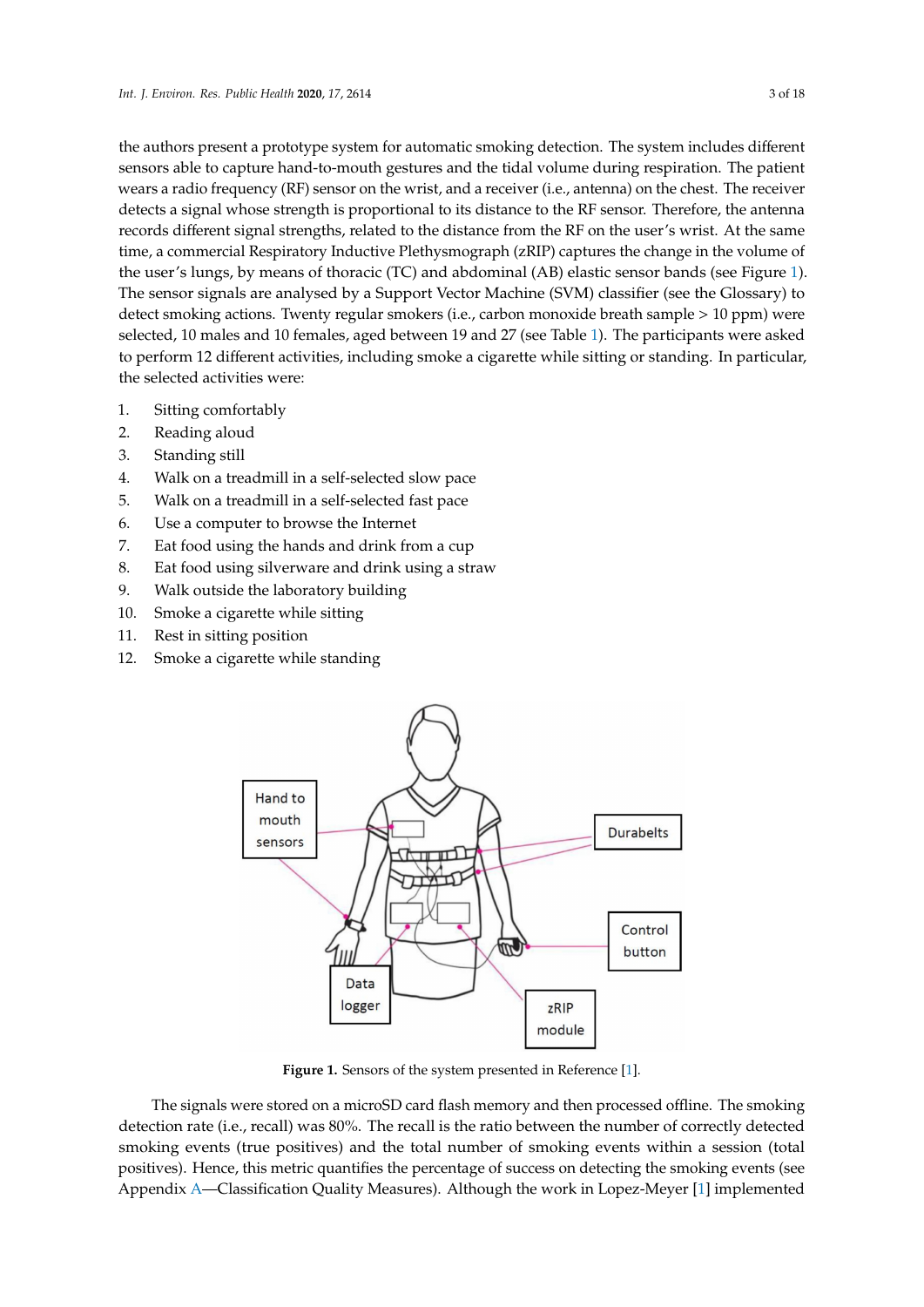the authors present a prototype system for automatic smoking detection. The system includes different sensors able to capture hand-to-mouth gestures and the tidal volume during respiration. The patient wears a radio frequency (RF) sensor on the wrist, and a receiver (i.e., antenna) on the chest. The receiver detects a signal whose strength is proportional to its distance to the RF sensor. Therefore, the antenna records different signal strengths, related to the distance from the RF on the user's wrist. At the same time, a commercial Respiratory Inductive Plethysmograph (zRIP) captures the change in the volume of the user's lungs, by means of thoracic (TC) and abdominal (AB) elastic sensor bands (see Figure 1). The sensor signals are analysed by a Support Vector Machine (SVM) classifier (see the Glossary) to detect smoking actions. Twenty regular smokers (i.e., carbon monoxide breath sample > 10 ppm) were selected, 10 males and 10 females, aged between 19 and 27 (see Table 1). The participants were asked to perform 12 different activities, including smoke a cigarette while sitting or standing. In particular, the selected activities were:

1. Sitting comfortably
2. Reading aloud
3. Standing still
4. Walk on a treadmill in a self-selected slow pace
5. Walk on a treadmill in a self-selected fast pace
6. Use a computer to browse the Internet
7. Eat food using the hands and drink from a cup
8. Eat food using silverware and drink using a straw
9. Walk outside the laboratory building
10. Smoke a cigarette while sitting
11. Rest in sitting position
12. Smoke a cigarette while standing

**Figure 1.** Sensors of the system presented in Reference [1].

The signals were stored on a microSD card flash memory and then processed offline. The smoking detection rate (i.e., recall) was 80%. The recall is the ratio between the number of correctly detected smoking events (true positives) and the total number of smoking events within a session (total positives). Hence, this metric quantifies the percentage of success on detecting the smoking events (see Appendix A—Classification Quality Measures). Although the work in Lopez-Meyer [1] implemented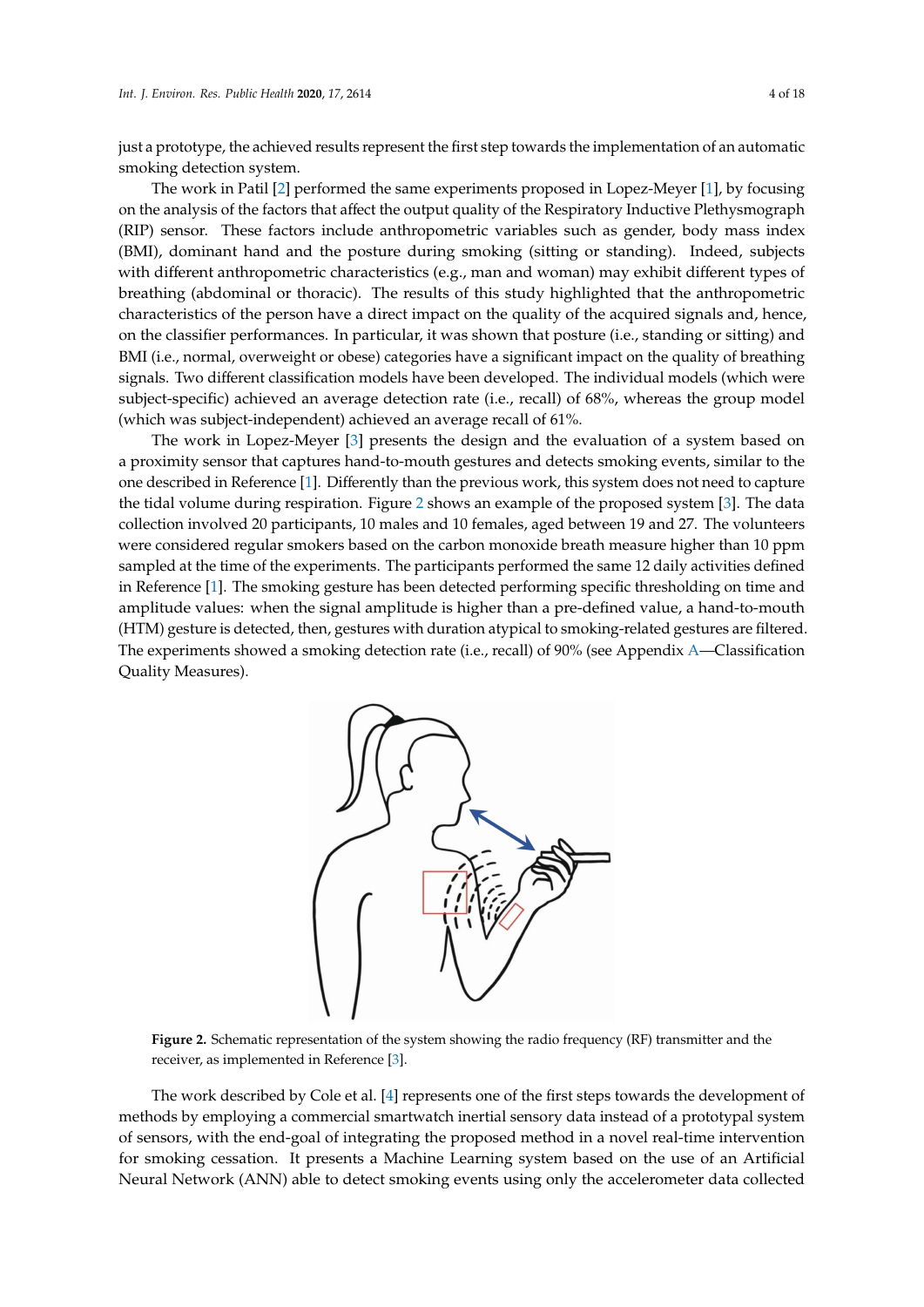just a prototype, the achieved results represent the first step towards the implementation of an automatic smoking detection system.

The work in Patil [2] performed the same experiments proposed in Lopez-Meyer [1], by focusing on the analysis of the factors that affect the output quality of the Respiratory Inductive Plethysmograph (RIP) sensor. These factors include anthropometric variables such as gender, body mass index (BMI), dominant hand and the posture during smoking (sitting or standing). Indeed, subjects with different anthropometric characteristics (e.g., man and woman) may exhibit different types of breathing (abdominal or thoracic). The results of this study highlighted that the anthropometric characteristics of the person have a direct impact on the quality of the acquired signals and, hence, on the classifier performances. In particular, it was shown that posture (i.e., standing or sitting) and BMI (i.e., normal, overweight or obese) categories have a significant impact on the quality of breathing signals. Two different classification models have been developed. The individual models (which were subject-specific) achieved an average detection rate (i.e., recall) of 68%, whereas the group model (which was subject-independent) achieved an average recall of 61%.

The work in Lopez-Meyer [3] presents the design and the evaluation of a system based on a proximity sensor that captures hand-to-mouth gestures and detects smoking events, similar to the one described in Reference [1]. Differently than the previous work, this system does not need to capture the tidal volume during respiration. Figure 2 shows an example of the proposed system [3]. The data collection involved 20 participants, 10 males and 10 females, aged between 19 and 27. The volunteers were considered regular smokers based on the carbon monoxide breath measure higher than 10 ppm sampled at the time of the experiments. The participants performed the same 12 daily activities defined in Reference [1]. The smoking gesture has been detected performing specific thresholding on time and amplitude values: when the signal amplitude is higher than a pre-defined value, a hand-to-mouth (HTM) gesture is detected, then, gestures with duration atypical to smoking-related gestures are filtered. The experiments showed a smoking detection rate (i.e., recall) of 90% (see Appendix A—Classification Quality Measures).

**Figure 2.** Schematic representation of the system showing the radio frequency (RF) transmitter and the receiver, as implemented in Reference [3].

The work described by Cole et al. [4] represents one of the first steps towards the development of methods by employing a commercial smartwatch inertial sensory data instead of a prototypal system of sensors, with the end-goal of integrating the proposed method in a novel real-time intervention for smoking cessation. It presents a Machine Learning system based on the use of an Artificial Neural Network (ANN) able to detect smoking events using only the accelerometer data collected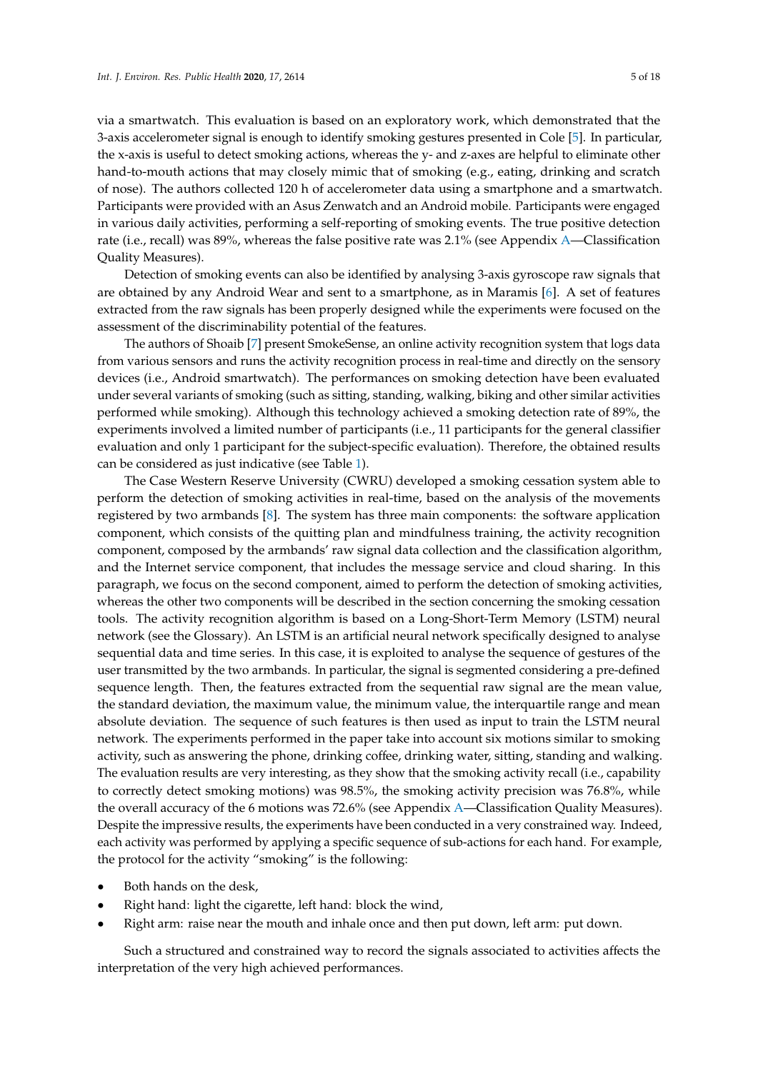via a smartwatch. This evaluation is based on an exploratory work, which demonstrated that the 3-axis accelerometer signal is enough to identify smoking gestures presented in Cole [5]. In particular, the x-axis is useful to detect smoking actions, whereas the y- and z-axes are helpful to eliminate other hand-to-mouth actions that may closely mimic that of smoking (e.g., eating, drinking and scratch of nose). The authors collected 120 h of accelerometer data using a smartphone and a smartwatch. Participants were provided with an Asus Zenwatch and an Android mobile. Participants were engaged in various daily activities, performing a self-reporting of smoking events. The true positive detection rate (i.e., recall) was 89%, whereas the false positive rate was 2.1% (see Appendix A—Classification Quality Measures).

Detection of smoking events can also be identified by analysing 3-axis gyroscope raw signals that are obtained by any Android Wear and sent to a smartphone, as in Maramis [6]. A set of features extracted from the raw signals has been properly designed while the experiments were focused on the assessment of the discriminability potential of the features.

The authors of Shoaib [7] present SmokeSense, an online activity recognition system that logs data from various sensors and runs the activity recognition process in real-time and directly on the sensory devices (i.e., Android smartwatch). The performances on smoking detection have been evaluated under several variants of smoking (such as sitting, standing, walking, biking and other similar activities performed while smoking). Although this technology achieved a smoking detection rate of 89%, the experiments involved a limited number of participants (i.e., 11 participants for the general classifier evaluation and only 1 participant for the subject-specific evaluation). Therefore, the obtained results can be considered as just indicative (see Table 1).

The Case Western Reserve University (CWRU) developed a smoking cessation system able to perform the detection of smoking activities in real-time, based on the analysis of the movements registered by two armbands [8]. The system has three main components: the software application component, which consists of the quitting plan and mindfulness training, the activity recognition component, composed by the armbands' raw signal data collection and the classification algorithm, and the Internet service component, that includes the message service and cloud sharing. In this paragraph, we focus on the second component, aimed to perform the detection of smoking activities, whereas the other two components will be described in the section concerning the smoking cessation tools. The activity recognition algorithm is based on a Long-Short-Term Memory (LSTM) neural network (see the Glossary). An LSTM is an artificial neural network specifically designed to analyse sequential data and time series. In this case, it is exploited to analyse the sequence of gestures of the user transmitted by the two armbands. In particular, the signal is segmented considering a pre-defined sequence length. Then, the features extracted from the sequential raw signal are the mean value, the standard deviation, the maximum value, the minimum value, the interquartile range and mean absolute deviation. The sequence of such features is then used as input to train the LSTM neural network. The experiments performed in the paper take into account six motions similar to smoking activity, such as answering the phone, drinking coffee, drinking water, sitting, standing and walking. The evaluation results are very interesting, as they show that the smoking activity recall (i.e., capability to correctly detect smoking motions) was 98.5%, the smoking activity precision was 76.8%, while the overall accuracy of the 6 motions was 72.6% (see Appendix A—Classification Quality Measures). Despite the impressive results, the experiments have been conducted in a very constrained way. Indeed, each activity was performed by applying a specific sequence of sub-actions for each hand. For example, the protocol for the activity "smoking" is the following:

- Both hands on the desk,
- Right hand: light the cigarette, left hand: block the wind,
- Right arm: raise near the mouth and inhale once and then put down, left arm: put down.

Such a structured and constrained way to record the signals associated to activities affects the interpretation of the very high achieved performances.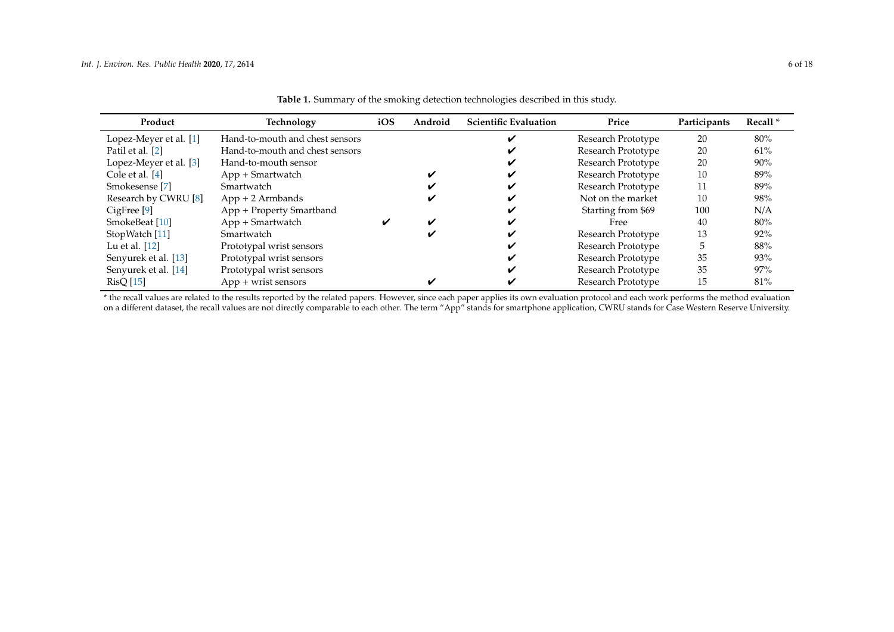**Table 1.** Summary of the smoking detection technologies described in this study.

| Product | Technology | iOS | Android | Scientific Evaluation | Price | Participants | Recall * |
|---|---|---|---|---|---|---|---|
| Lopez-Meyer et al. [1] | Hand-to-mouth and chest sensors | | | ✔ | Research Prototype | 20 | 80% |
| Patil et al. [2] | Hand-to-mouth and chest sensors | | | ✔ | Research Prototype | 20 | 61% |
| Lopez-Meyer et al. [3] | Hand-to-mouth sensor | | | ✔ | Research Prototype | 20 | 90% |
| Cole et al. [4] | App + Smartwatch | | ✔ | ✔ | Research Prototype | 10 | 89% |
| Smokesense [7] | Smartwatch | | ✔ | ✔ | Research Prototype | 11 | 89% |
| Research by CWRU [8] | App + 2 Armbands | | ✔ | ✔ | Not on the market | 10 | 98% |
| CigFree [9] | App + Property Smartband | | | ✔ | Starting from $69 | 100 | N/A |
| SmokeBeat [10] | App + Smartwatch | ✔ | ✔ | ✔ | Free | 40 | 80% |
| StopWatch [11] | Smartwatch | | ✔ | ✔ | Research Prototype | 13 | 92% |
| Lu et al. [12] | Prototypal wrist sensors | | | ✔ | Research Prototype | 5 | 88% |
| Senyurek et al. [13] | Prototypal wrist sensors | | | ✔ | Research Prototype | 35 | 93% |
| Senyurek et al. [14] | Prototypal wrist sensors | | | ✔ | Research Prototype | 35 | 97% |
| RisQ [15] | App + wrist sensors | | ✔ | ✔ | Research Prototype | 15 | 81% |

\* the recall values are related to the results reported by the related papers. However, since each paper applies its own evaluation protocol and each work performs the method evaluation on a different dataset, the recall values are not directly comparable to each other. The term "App" stands for smartphone application, CWRU stands for Case Western Reserve University.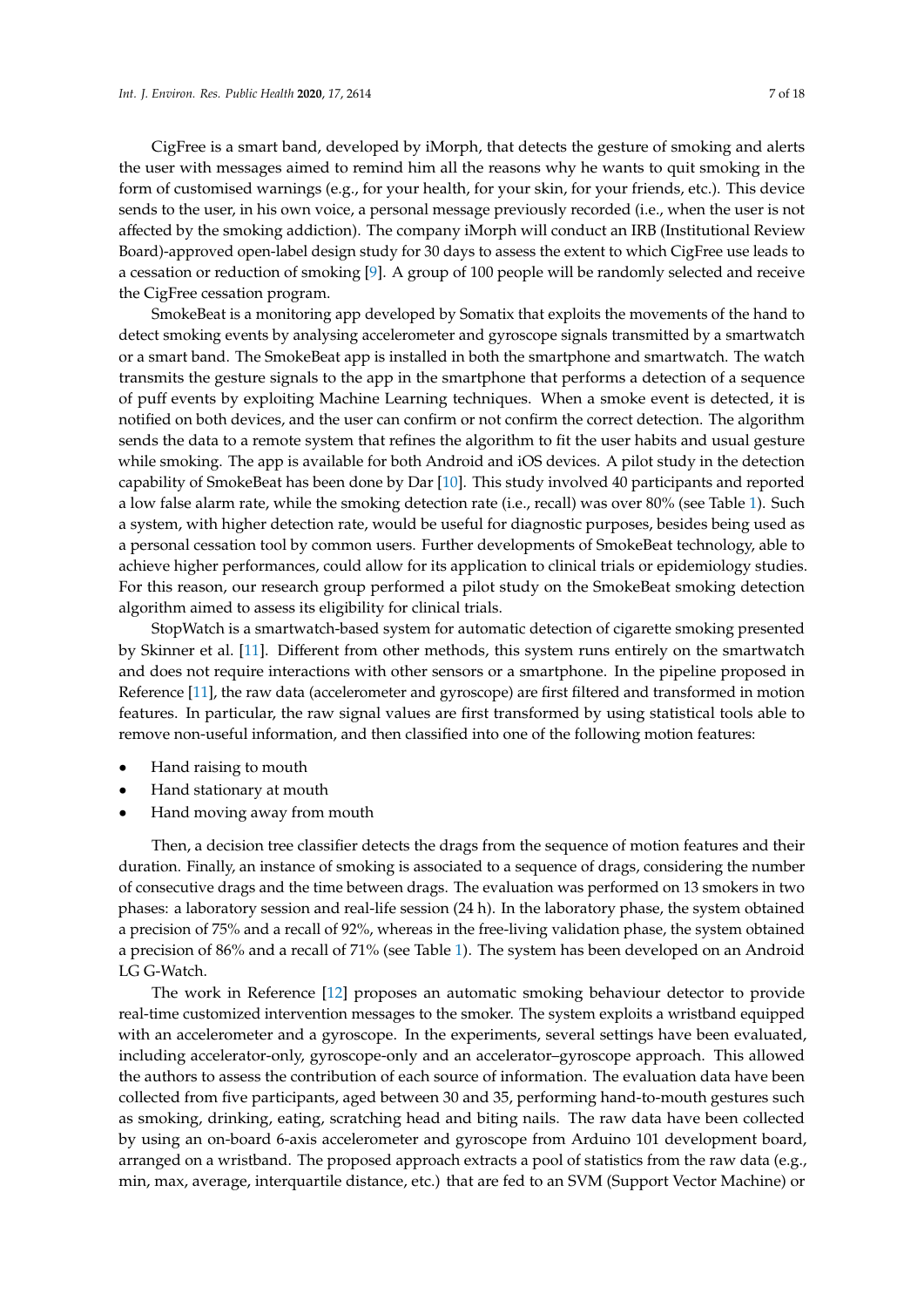CigFree is a smart band, developed by iMorph, that detects the gesture of smoking and alerts the user with messages aimed to remind him all the reasons why he wants to quit smoking in the form of customised warnings (e.g., for your health, for your skin, for your friends, etc.). This device sends to the user, in his own voice, a personal message previously recorded (i.e., when the user is not affected by the smoking addiction). The company iMorph will conduct an IRB (Institutional Review Board)-approved open-label design study for 30 days to assess the extent to which CigFree use leads to a cessation or reduction of smoking [9]. A group of 100 people will be randomly selected and receive the CigFree cessation program.

SmokeBeat is a monitoring app developed by Somatix that exploits the movements of the hand to detect smoking events by analysing accelerometer and gyroscope signals transmitted by a smartwatch or a smart band. The SmokeBeat app is installed in both the smartphone and smartwatch. The watch transmits the gesture signals to the app in the smartphone that performs a detection of a sequence of puff events by exploiting Machine Learning techniques. When a smoke event is detected, it is notified on both devices, and the user can confirm or not confirm the correct detection. The algorithm sends the data to a remote system that refines the algorithm to fit the user habits and usual gesture while smoking. The app is available for both Android and iOS devices. A pilot study in the detection capability of SmokeBeat has been done by Dar [10]. This study involved 40 participants and reported a low false alarm rate, while the smoking detection rate (i.e., recall) was over 80% (see Table 1). Such a system, with higher detection rate, would be useful for diagnostic purposes, besides being used as a personal cessation tool by common users. Further developments of SmokeBeat technology, able to achieve higher performances, could allow for its application to clinical trials or epidemiology studies. For this reason, our research group performed a pilot study on the SmokeBeat smoking detection algorithm aimed to assess its eligibility for clinical trials.

StopWatch is a smartwatch-based system for automatic detection of cigarette smoking presented by Skinner et al. [11]. Different from other methods, this system runs entirely on the smartwatch and does not require interactions with other sensors or a smartphone. In the pipeline proposed in Reference [11], the raw data (accelerometer and gyroscope) are first filtered and transformed in motion features. In particular, the raw signal values are first transformed by using statistical tools able to remove non-useful information, and then classified into one of the following motion features:

- Hand raising to mouth
- Hand stationary at mouth
- Hand moving away from mouth

Then, a decision tree classifier detects the drags from the sequence of motion features and their duration. Finally, an instance of smoking is associated to a sequence of drags, considering the number of consecutive drags and the time between drags. The evaluation was performed on 13 smokers in two phases: a laboratory session and real-life session (24 h). In the laboratory phase, the system obtained a precision of 75% and a recall of 92%, whereas in the free-living validation phase, the system obtained a precision of 86% and a recall of 71% (see Table 1). The system has been developed on an Android LG G-Watch.

The work in Reference [12] proposes an automatic smoking behaviour detector to provide real-time customized intervention messages to the smoker. The system exploits a wristband equipped with an accelerometer and a gyroscope. In the experiments, several settings have been evaluated, including accelerator-only, gyroscope-only and an accelerator–gyroscope approach. This allowed the authors to assess the contribution of each source of information. The evaluation data have been collected from five participants, aged between 30 and 35, performing hand-to-mouth gestures such as smoking, drinking, eating, scratching head and biting nails. The raw data have been collected by using an on-board 6-axis accelerometer and gyroscope from Arduino 101 development board, arranged on a wristband. The proposed approach extracts a pool of statistics from the raw data (e.g., min, max, average, interquartile distance, etc.) that are fed to an SVM (Support Vector Machine) or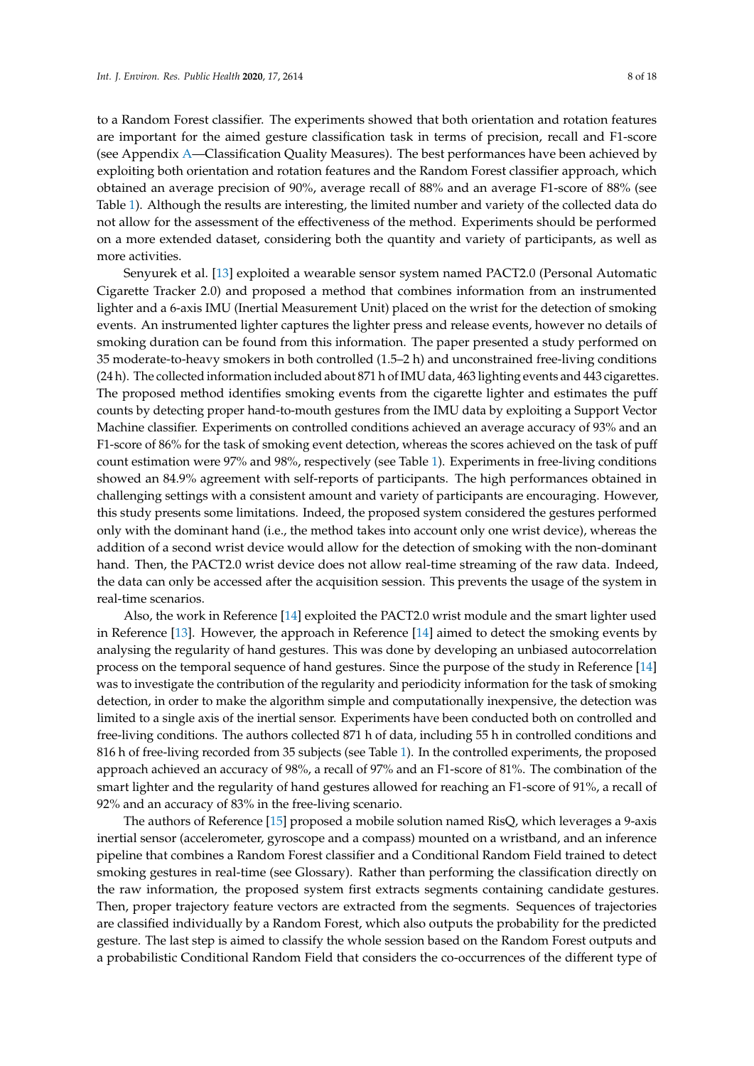to a Random Forest classifier. The experiments showed that both orientation and rotation features are important for the aimed gesture classification task in terms of precision, recall and F1-score (see Appendix A—Classification Quality Measures). The best performances have been achieved by exploiting both orientation and rotation features and the Random Forest classifier approach, which obtained an average precision of 90%, average recall of 88% and an average F1-score of 88% (see Table 1). Although the results are interesting, the limited number and variety of the collected data do not allow for the assessment of the effectiveness of the method. Experiments should be performed on a more extended dataset, considering both the quantity and variety of participants, as well as more activities.

Senyurek et al. [13] exploited a wearable sensor system named PACT2.0 (Personal Automatic Cigarette Tracker 2.0) and proposed a method that combines information from an instrumented lighter and a 6-axis IMU (Inertial Measurement Unit) placed on the wrist for the detection of smoking events. An instrumented lighter captures the lighter press and release events, however no details of smoking duration can be found from this information. The paper presented a study performed on 35 moderate-to-heavy smokers in both controlled (1.5–2 h) and unconstrained free-living conditions (24 h). The collected information included about 871 h of IMU data, 463 lighting events and 443 cigarettes. The proposed method identifies smoking events from the cigarette lighter and estimates the puff counts by detecting proper hand-to-mouth gestures from the IMU data by exploiting a Support Vector Machine classifier. Experiments on controlled conditions achieved an average accuracy of 93% and an F1-score of 86% for the task of smoking event detection, whereas the scores achieved on the task of puff count estimation were 97% and 98%, respectively (see Table 1). Experiments in free-living conditions showed an 84.9% agreement with self-reports of participants. The high performances obtained in challenging settings with a consistent amount and variety of participants are encouraging. However, this study presents some limitations. Indeed, the proposed system considered the gestures performed only with the dominant hand (i.e., the method takes into account only one wrist device), whereas the addition of a second wrist device would allow for the detection of smoking with the non-dominant hand. Then, the PACT2.0 wrist device does not allow real-time streaming of the raw data. Indeed, the data can only be accessed after the acquisition session. This prevents the usage of the system in real-time scenarios.

Also, the work in Reference [14] exploited the PACT2.0 wrist module and the smart lighter used in Reference [13]. However, the approach in Reference [14] aimed to detect the smoking events by analysing the regularity of hand gestures. This was done by developing an unbiased autocorrelation process on the temporal sequence of hand gestures. Since the purpose of the study in Reference [14] was to investigate the contribution of the regularity and periodicity information for the task of smoking detection, in order to make the algorithm simple and computationally inexpensive, the detection was limited to a single axis of the inertial sensor. Experiments have been conducted both on controlled and free-living conditions. The authors collected 871 h of data, including 55 h in controlled conditions and 816 h of free-living recorded from 35 subjects (see Table 1). In the controlled experiments, the proposed approach achieved an accuracy of 98%, a recall of 97% and an F1-score of 81%. The combination of the smart lighter and the regularity of hand gestures allowed for reaching an F1-score of 91%, a recall of 92% and an accuracy of 83% in the free-living scenario.

The authors of Reference [15] proposed a mobile solution named RisQ, which leverages a 9-axis inertial sensor (accelerometer, gyroscope and a compass) mounted on a wristband, and an inference pipeline that combines a Random Forest classifier and a Conditional Random Field trained to detect smoking gestures in real-time (see Glossary). Rather than performing the classification directly on the raw information, the proposed system first extracts segments containing candidate gestures. Then, proper trajectory feature vectors are extracted from the segments. Sequences of trajectories are classified individually by a Random Forest, which also outputs the probability for the predicted gesture. The last step is aimed to classify the whole session based on the Random Forest outputs and a probabilistic Conditional Random Field that considers the co-occurrences of the different type of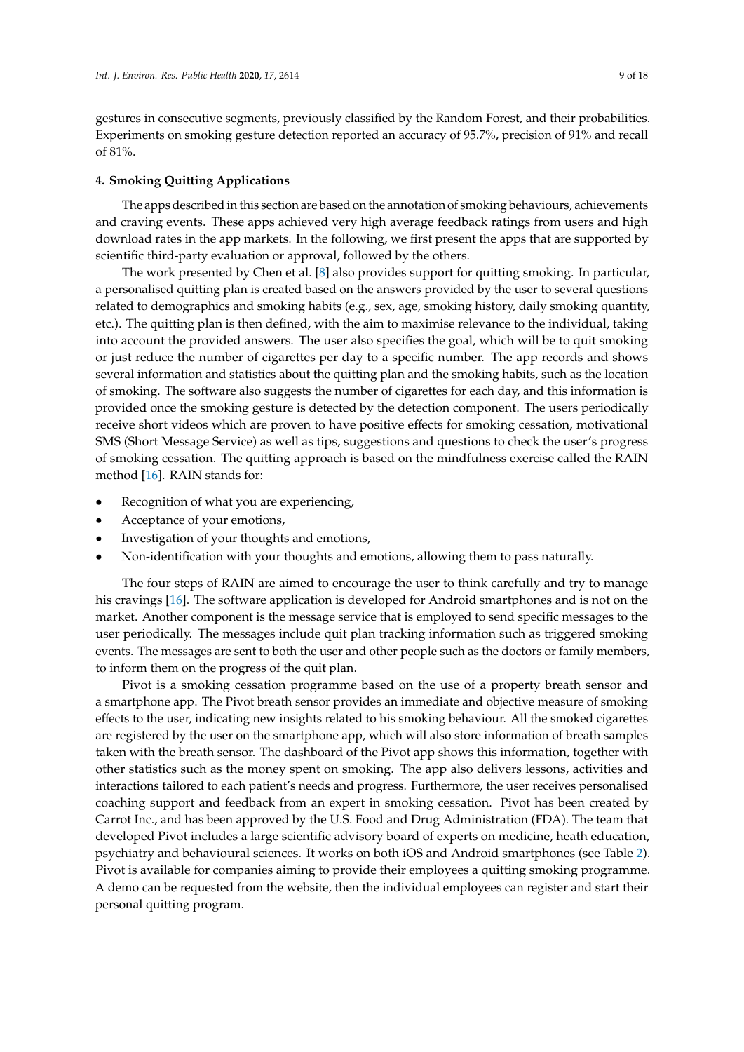gestures in consecutive segments, previously classified by the Random Forest, and their probabilities. Experiments on smoking gesture detection reported an accuracy of 95.7%, precision of 91% and recall of 81%.

## 4. Smoking Quitting Applications

The apps described in this section are based on the annotation of smoking behaviours, achievements and craving events. These apps achieved very high average feedback ratings from users and high download rates in the app markets. In the following, we first present the apps that are supported by scientific third-party evaluation or approval, followed by the others.

The work presented by Chen et al. [8] also provides support for quitting smoking. In particular, a personalised quitting plan is created based on the answers provided by the user to several questions related to demographics and smoking habits (e.g., sex, age, smoking history, daily smoking quantity, etc.). The quitting plan is then defined, with the aim to maximise relevance to the individual, taking into account the provided answers. The user also specifies the goal, which will be to quit smoking or just reduce the number of cigarettes per day to a specific number. The app records and shows several information and statistics about the quitting plan and the smoking habits, such as the location of smoking. The software also suggests the number of cigarettes for each day, and this information is provided once the smoking gesture is detected by the detection component. The users periodically receive short videos which are proven to have positive effects for smoking cessation, motivational SMS (Short Message Service) as well as tips, suggestions and questions to check the user's progress of smoking cessation. The quitting approach is based on the mindfulness exercise called the RAIN method [16]. RAIN stands for:

- Recognition of what you are experiencing,
- Acceptance of your emotions,
- Investigation of your thoughts and emotions,
- Non-identification with your thoughts and emotions, allowing them to pass naturally.

The four steps of RAIN are aimed to encourage the user to think carefully and try to manage his cravings [16]. The software application is developed for Android smartphones and is not on the market. Another component is the message service that is employed to send specific messages to the user periodically. The messages include quit plan tracking information such as triggered smoking events. The messages are sent to both the user and other people such as the doctors or family members, to inform them on the progress of the quit plan.

Pivot is a smoking cessation programme based on the use of a property breath sensor and a smartphone app. The Pivot breath sensor provides an immediate and objective measure of smoking effects to the user, indicating new insights related to his smoking behaviour. All the smoked cigarettes are registered by the user on the smartphone app, which will also store information of breath samples taken with the breath sensor. The dashboard of the Pivot app shows this information, together with other statistics such as the money spent on smoking. The app also delivers lessons, activities and interactions tailored to each patient's needs and progress. Furthermore, the user receives personalised coaching support and feedback from an expert in smoking cessation. Pivot has been created by Carrot Inc., and has been approved by the U.S. Food and Drug Administration (FDA). The team that developed Pivot includes a large scientific advisory board of experts on medicine, heath education, psychiatry and behavioural sciences. It works on both iOS and Android smartphones (see Table 2). Pivot is available for companies aiming to provide their employees a quitting smoking programme. A demo can be requested from the website, then the individual employees can register and start their personal quitting program.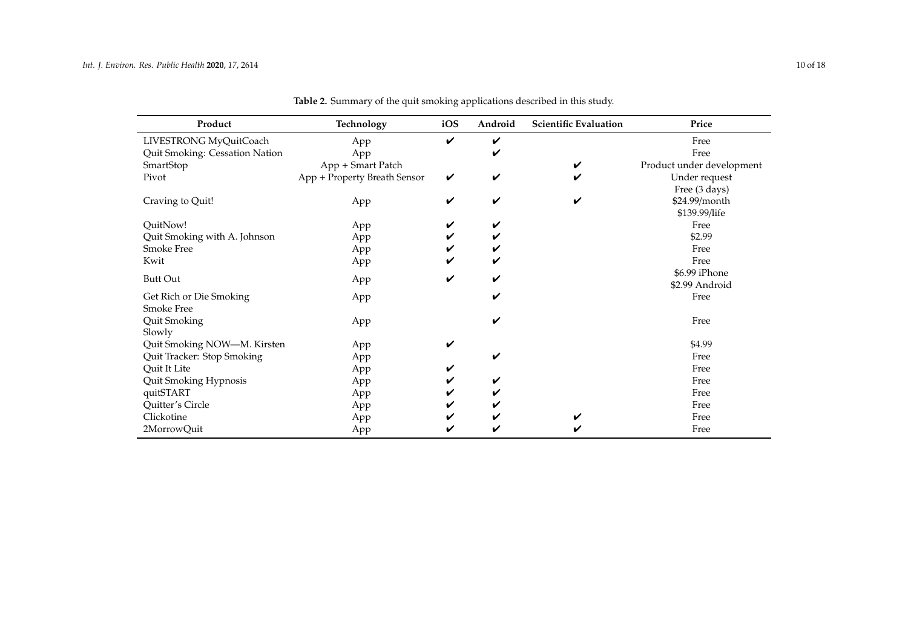**Table 2.** Summary of the quit smoking applications described in this study.

| Product | Technology | iOS | Android | Scientific Evaluation | Price |
| --- | --- | --- | --- | --- | --- |
| LIVESTRONG MyQuitCoach | App | ✔ | ✔ | | Free |
| Quit Smoking: Cessation Nation | App | | ✔ | | Free |
| SmartStop | App + Smart Patch | | | ✔ | Product under development |
| Pivot | App + Property Breath Sensor | ✔ | ✔ | ✔ | Under request |
| Craving to Quit! | App | ✔ | ✔ | ✔ | Free (3 days)<br>$24.99/month<br>$139.99/life |
| QuitNow! | App | ✔ | ✔ | | Free |
| Quit Smoking with A. Johnson | App | ✔ | ✔ | | $2.99 |
| Smoke Free | App | ✔ | ✔ | | Free |
| Kwit | App | ✔ | ✔ | | Free |
| Butt Out | App | ✔ | ✔ | | $6.99 iPhone<br>$2.99 Android |
| Get Rich or Die Smoking | App | | ✔ | | Free |
| Smoke Free<br>Quit Smoking<br>Slowly | App | | ✔ | | Free |
| Quit Smoking NOW—M. Kirsten | App | ✔ | | | $4.99 |
| Quit Tracker: Stop Smoking | App | | ✔ | | Free |
| Quit It Lite | App | ✔ | | | Free |
| Quit Smoking Hypnosis | App | ✔ | ✔ | | Free |
| quitSTART | App | ✔ | ✔ | | Free |
| Quitter's Circle | App | ✔ | ✔ | | Free |
| Clickotine | App | ✔ | ✔ | ✔ | Free |
| 2MorrowQuit | App | ✔ | ✔ | ✔ | Free |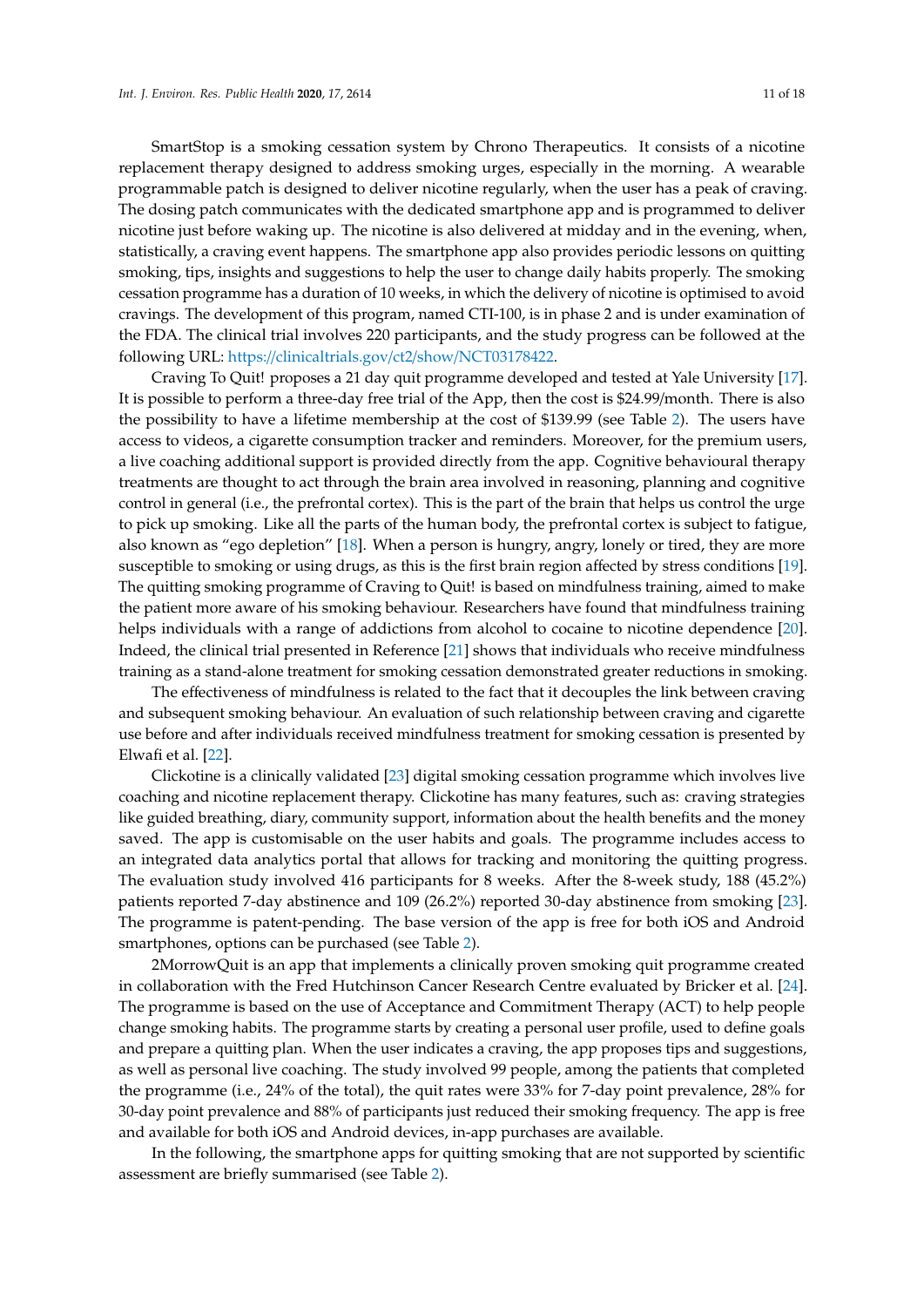SmartStop is a smoking cessation system by Chrono Therapeutics. It consists of a nicotine replacement therapy designed to address smoking urges, especially in the morning. A wearable programmable patch is designed to deliver nicotine regularly, when the user has a peak of craving. The dosing patch communicates with the dedicated smartphone app and is programmed to deliver nicotine just before waking up. The nicotine is also delivered at midday and in the evening, when, statistically, a craving event happens. The smartphone app also provides periodic lessons on quitting smoking, tips, insights and suggestions to help the user to change daily habits properly. The smoking cessation programme has a duration of 10 weeks, in which the delivery of nicotine is optimised to avoid cravings. The development of this program, named CTI-100, is in phase 2 and is under examination of the FDA. The clinical trial involves 220 participants, and the study progress can be followed at the following URL: https://clinicaltrials.gov/ct2/show/NCT03178422.

Craving To Quit! proposes a 21 day quit programme developed and tested at Yale University [17]. It is possible to perform a three-day free trial of the App, then the cost is $24.99/month. There is also the possibility to have a lifetime membership at the cost of $139.99 (see Table 2). The users have access to videos, a cigarette consumption tracker and reminders. Moreover, for the premium users, a live coaching additional support is provided directly from the app. Cognitive behavioural therapy treatments are thought to act through the brain area involved in reasoning, planning and cognitive control in general (i.e., the prefrontal cortex). This is the part of the brain that helps us control the urge to pick up smoking. Like all the parts of the human body, the prefrontal cortex is subject to fatigue, also known as "ego depletion" [18]. When a person is hungry, angry, lonely or tired, they are more susceptible to smoking or using drugs, as this is the first brain region affected by stress conditions [19]. The quitting smoking programme of Craving to Quit! is based on mindfulness training, aimed to make the patient more aware of his smoking behaviour. Researchers have found that mindfulness training helps individuals with a range of addictions from alcohol to cocaine to nicotine dependence [20]. Indeed, the clinical trial presented in Reference [21] shows that individuals who receive mindfulness training as a stand-alone treatment for smoking cessation demonstrated greater reductions in smoking.

The effectiveness of mindfulness is related to the fact that it decouples the link between craving and subsequent smoking behaviour. An evaluation of such relationship between craving and cigarette use before and after individuals received mindfulness treatment for smoking cessation is presented by Elwafi et al. [22].

Clickotine is a clinically validated [23] digital smoking cessation programme which involves live coaching and nicotine replacement therapy. Clickotine has many features, such as: craving strategies like guided breathing, diary, community support, information about the health benefits and the money saved. The app is customisable on the user habits and goals. The programme includes access to an integrated data analytics portal that allows for tracking and monitoring the quitting progress. The evaluation study involved 416 participants for 8 weeks. After the 8-week study, 188 (45.2%) patients reported 7-day abstinence and 109 (26.2%) reported 30-day abstinence from smoking [23]. The programme is patent-pending. The base version of the app is free for both iOS and Android smartphones, options can be purchased (see Table 2).

2MorrowQuit is an app that implements a clinically proven smoking quit programme created in collaboration with the Fred Hutchinson Cancer Research Centre evaluated by Bricker et al. [24]. The programme is based on the use of Acceptance and Commitment Therapy (ACT) to help people change smoking habits. The programme starts by creating a personal user profile, used to define goals and prepare a quitting plan. When the user indicates a craving, the app proposes tips and suggestions, as well as personal live coaching. The study involved 99 people, among the patients that completed the programme (i.e., 24% of the total), the quit rates were 33% for 7-day point prevalence, 28% for 30-day point prevalence and 88% of participants just reduced their smoking frequency. The app is free and available for both iOS and Android devices, in-app purchases are available.

In the following, the smartphone apps for quitting smoking that are not supported by scientific assessment are briefly summarised (see Table 2).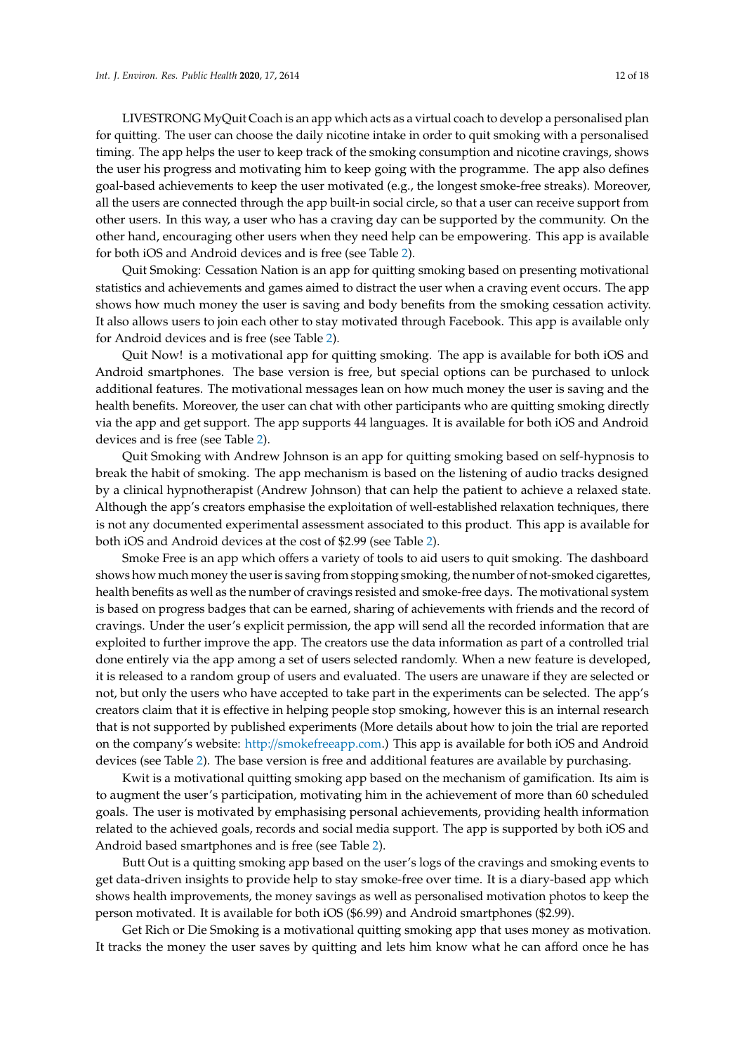LIVESTRONG MyQuit Coach is an app which acts as a virtual coach to develop a personalised plan for quitting. The user can choose the daily nicotine intake in order to quit smoking with a personalised timing. The app helps the user to keep track of the smoking consumption and nicotine cravings, shows the user his progress and motivating him to keep going with the programme. The app also defines goal-based achievements to keep the user motivated (e.g., the longest smoke-free streaks). Moreover, all the users are connected through the app built-in social circle, so that a user can receive support from other users. In this way, a user who has a craving day can be supported by the community. On the other hand, encouraging other users when they need help can be empowering. This app is available for both iOS and Android devices and is free (see Table 2).

Quit Smoking: Cessation Nation is an app for quitting smoking based on presenting motivational statistics and achievements and games aimed to distract the user when a craving event occurs. The app shows how much money the user is saving and body benefits from the smoking cessation activity. It also allows users to join each other to stay motivated through Facebook. This app is available only for Android devices and is free (see Table 2).

Quit Now! is a motivational app for quitting smoking. The app is available for both iOS and Android smartphones. The base version is free, but special options can be purchased to unlock additional features. The motivational messages lean on how much money the user is saving and the health benefits. Moreover, the user can chat with other participants who are quitting smoking directly via the app and get support. The app supports 44 languages. It is available for both iOS and Android devices and is free (see Table 2).

Quit Smoking with Andrew Johnson is an app for quitting smoking based on self-hypnosis to break the habit of smoking. The app mechanism is based on the listening of audio tracks designed by a clinical hypnotherapist (Andrew Johnson) that can help the patient to achieve a relaxed state. Although the app's creators emphasise the exploitation of well-established relaxation techniques, there is not any documented experimental assessment associated to this product. This app is available for both iOS and Android devices at the cost of $2.99 (see Table 2).

Smoke Free is an app which offers a variety of tools to aid users to quit smoking. The dashboard shows how much money the user is saving from stopping smoking, the number of not-smoked cigarettes, health benefits as well as the number of cravings resisted and smoke-free days. The motivational system is based on progress badges that can be earned, sharing of achievements with friends and the record of cravings. Under the user's explicit permission, the app will send all the recorded information that are exploited to further improve the app. The creators use the data information as part of a controlled trial done entirely via the app among a set of users selected randomly. When a new feature is developed, it is released to a random group of users and evaluated. The users are unaware if they are selected or not, but only the users who have accepted to take part in the experiments can be selected. The app's creators claim that it is effective in helping people stop smoking, however this is an internal research that is not supported by published experiments (More details about how to join the trial are reported on the company's website: http://smokefreeapp.com.) This app is available for both iOS and Android devices (see Table 2). The base version is free and additional features are available by purchasing.

Kwit is a motivational quitting smoking app based on the mechanism of gamification. Its aim is to augment the user's participation, motivating him in the achievement of more than 60 scheduled goals. The user is motivated by emphasising personal achievements, providing health information related to the achieved goals, records and social media support. The app is supported by both iOS and Android based smartphones and is free (see Table 2).

Butt Out is a quitting smoking app based on the user's logs of the cravings and smoking events to get data-driven insights to provide help to stay smoke-free over time. It is a diary-based app which shows health improvements, the money savings as well as personalised motivation photos to keep the person motivated. It is available for both iOS ($6.99) and Android smartphones ($2.99).

Get Rich or Die Smoking is a motivational quitting smoking app that uses money as motivation. It tracks the money the user saves by quitting and lets him know what he can afford once he has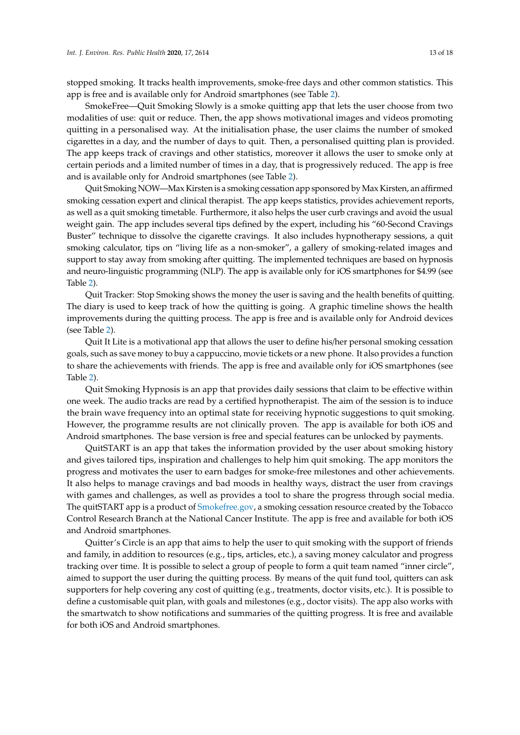stopped smoking. It tracks health improvements, smoke-free days and other common statistics. This app is free and is available only for Android smartphones (see Table 2).

SmokeFree—Quit Smoking Slowly is a smoke quitting app that lets the user choose from two modalities of use: quit or reduce. Then, the app shows motivational images and videos promoting quitting in a personalised way. At the initialisation phase, the user claims the number of smoked cigarettes in a day, and the number of days to quit. Then, a personalised quitting plan is provided. The app keeps track of cravings and other statistics, moreover it allows the user to smoke only at certain periods and a limited number of times in a day, that is progressively reduced. The app is free and is available only for Android smartphones (see Table 2).

Quit Smoking NOW—Max Kirsten is a smoking cessation app sponsored by Max Kirsten, an affirmed smoking cessation expert and clinical therapist. The app keeps statistics, provides achievement reports, as well as a quit smoking timetable. Furthermore, it also helps the user curb cravings and avoid the usual weight gain. The app includes several tips defined by the expert, including his "60-Second Cravings Buster" technique to dissolve the cigarette cravings. It also includes hypnotherapy sessions, a quit smoking calculator, tips on "living life as a non-smoker", a gallery of smoking-related images and support to stay away from smoking after quitting. The implemented techniques are based on hypnosis and neuro-linguistic programming (NLP). The app is available only for iOS smartphones for $4.99 (see Table 2).

Quit Tracker: Stop Smoking shows the money the user is saving and the health benefits of quitting. The diary is used to keep track of how the quitting is going. A graphic timeline shows the health improvements during the quitting process. The app is free and is available only for Android devices (see Table 2).

Quit It Lite is a motivational app that allows the user to define his/her personal smoking cessation goals, such as save money to buy a cappuccino, movie tickets or a new phone. It also provides a function to share the achievements with friends. The app is free and available only for iOS smartphones (see Table 2).

Quit Smoking Hypnosis is an app that provides daily sessions that claim to be effective within one week. The audio tracks are read by a certified hypnotherapist. The aim of the session is to induce the brain wave frequency into an optimal state for receiving hypnotic suggestions to quit smoking. However, the programme results are not clinically proven. The app is available for both iOS and Android smartphones. The base version is free and special features can be unlocked by payments.

QuitSTART is an app that takes the information provided by the user about smoking history and gives tailored tips, inspiration and challenges to help him quit smoking. The app monitors the progress and motivates the user to earn badges for smoke-free milestones and other achievements. It also helps to manage cravings and bad moods in healthy ways, distract the user from cravings with games and challenges, as well as provides a tool to share the progress through social media. The quitSTART app is a product of Smokefree.gov, a smoking cessation resource created by the Tobacco Control Research Branch at the National Cancer Institute. The app is free and available for both iOS and Android smartphones.

Quitter's Circle is an app that aims to help the user to quit smoking with the support of friends and family, in addition to resources (e.g., tips, articles, etc.), a saving money calculator and progress tracking over time. It is possible to select a group of people to form a quit team named "inner circle", aimed to support the user during the quitting process. By means of the quit fund tool, quitters can ask supporters for help covering any cost of quitting (e.g., treatments, doctor visits, etc.). It is possible to define a customisable quit plan, with goals and milestones (e.g., doctor visits). The app also works with the smartwatch to show notifications and summaries of the quitting progress. It is free and available for both iOS and Android smartphones.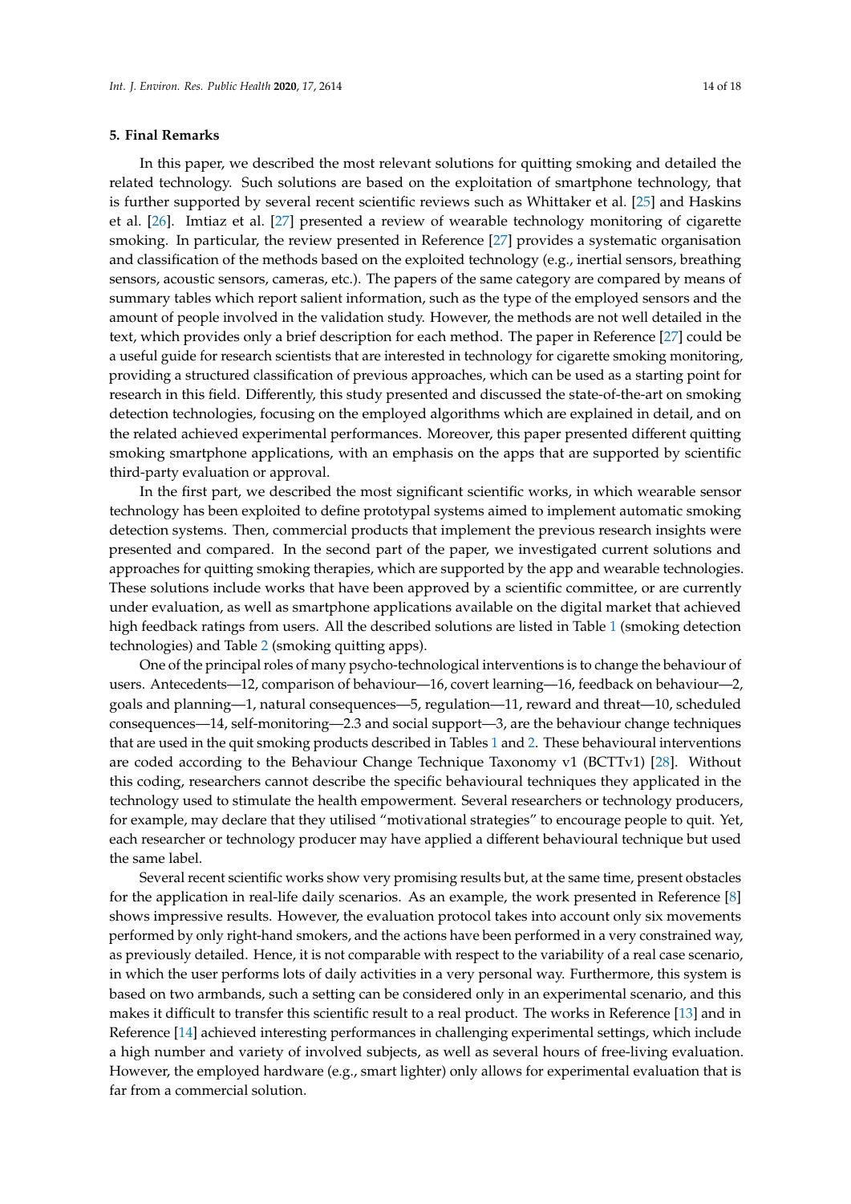## 5. Final Remarks

In this paper, we described the most relevant solutions for quitting smoking and detailed the related technology. Such solutions are based on the exploitation of smartphone technology, that is further supported by several recent scientific reviews such as Whittaker et al. [25] and Haskins et al. [26]. Imtiaz et al. [27] presented a review of wearable technology monitoring of cigarette smoking. In particular, the review presented in Reference [27] provides a systematic organisation and classification of the methods based on the exploited technology (e.g., inertial sensors, breathing sensors, acoustic sensors, cameras, etc.). The papers of the same category are compared by means of summary tables which report salient information, such as the type of the employed sensors and the amount of people involved in the validation study. However, the methods are not well detailed in the text, which provides only a brief description for each method. The paper in Reference [27] could be a useful guide for research scientists that are interested in technology for cigarette smoking monitoring, providing a structured classification of previous approaches, which can be used as a starting point for research in this field. Differently, this study presented and discussed the state-of-the-art on smoking detection technologies, focusing on the employed algorithms which are explained in detail, and on the related achieved experimental performances. Moreover, this paper presented different quitting smoking smartphone applications, with an emphasis on the apps that are supported by scientific third-party evaluation or approval.

In the first part, we described the most significant scientific works, in which wearable sensor technology has been exploited to define prototypal systems aimed to implement automatic smoking detection systems. Then, commercial products that implement the previous research insights were presented and compared. In the second part of the paper, we investigated current solutions and approaches for quitting smoking therapies, which are supported by the app and wearable technologies. These solutions include works that have been approved by a scientific committee, or are currently under evaluation, as well as smartphone applications available on the digital market that achieved high feedback ratings from users. All the described solutions are listed in Table 1 (smoking detection technologies) and Table 2 (smoking quitting apps).

One of the principal roles of many psycho-technological interventions is to change the behaviour of users. Antecedents—12, comparison of behaviour—16, covert learning—16, feedback on behaviour—2, goals and planning—1, natural consequences—5, regulation—11, reward and threat—10, scheduled consequences—14, self-monitoring—2.3 and social support—3, are the behaviour change techniques that are used in the quit smoking products described in Tables 1 and 2. These behavioural interventions are coded according to the Behaviour Change Technique Taxonomy v1 (BCTTv1) [28]. Without this coding, researchers cannot describe the specific behavioural techniques they applicated in the technology used to stimulate the health empowerment. Several researchers or technology producers, for example, may declare that they utilised "motivational strategies" to encourage people to quit. Yet, each researcher or technology producer may have applied a different behavioural technique but used the same label.

Several recent scientific works show very promising results but, at the same time, present obstacles for the application in real-life daily scenarios. As an example, the work presented in Reference [8] shows impressive results. However, the evaluation protocol takes into account only six movements performed by only right-hand smokers, and the actions have been performed in a very constrained way, as previously detailed. Hence, it is not comparable with respect to the variability of a real case scenario, in which the user performs lots of daily activities in a very personal way. Furthermore, this system is based on two armbands, such a setting can be considered only in an experimental scenario, and this makes it difficult to transfer this scientific result to a real product. The works in Reference [13] and in Reference [14] achieved interesting performances in challenging experimental settings, which include a high number and variety of involved subjects, as well as several hours of free-living evaluation. However, the employed hardware (e.g., smart lighter) only allows for experimental evaluation that is far from a commercial solution.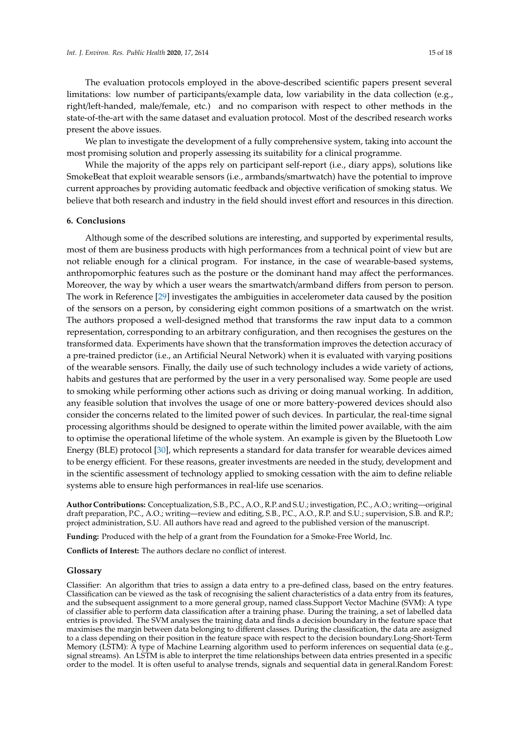The evaluation protocols employed in the above-described scientific papers present several limitations: low number of participants/example data, low variability in the data collection (e.g., right/left-handed, male/female, etc.) and no comparison with respect to other methods in the state-of-the-art with the same dataset and evaluation protocol. Most of the described research works present the above issues.

We plan to investigate the development of a fully comprehensive system, taking into account the most promising solution and properly assessing its suitability for a clinical programme.

While the majority of the apps rely on participant self-report (i.e., diary apps), solutions like SmokeBeat that exploit wearable sensors (i.e., armbands/smartwatch) have the potential to improve current approaches by providing automatic feedback and objective verification of smoking status. We believe that both research and industry in the field should invest effort and resources in this direction.

## 6. Conclusions

Although some of the described solutions are interesting, and supported by experimental results, most of them are business products with high performances from a technical point of view but are not reliable enough for a clinical program. For instance, in the case of wearable-based systems, anthropomorphic features such as the posture or the dominant hand may affect the performances. Moreover, the way by which a user wears the smartwatch/armband differs from person to person. The work in Reference [29] investigates the ambiguities in accelerometer data caused by the position of the sensors on a person, by considering eight common positions of a smartwatch on the wrist. The authors proposed a well-designed method that transforms the raw input data to a common representation, corresponding to an arbitrary configuration, and then recognises the gestures on the transformed data. Experiments have shown that the transformation improves the detection accuracy of a pre-trained predictor (i.e., an Artificial Neural Network) when it is evaluated with varying positions of the wearable sensors. Finally, the daily use of such technology includes a wide variety of actions, habits and gestures that are performed by the user in a very personalised way. Some people are used to smoking while performing other actions such as driving or doing manual working. In addition, any feasible solution that involves the usage of one or more battery-powered devices should also consider the concerns related to the limited power of such devices. In particular, the real-time signal processing algorithms should be designed to operate within the limited power available, with the aim to optimise the operational lifetime of the whole system. An example is given by the Bluetooth Low Energy (BLE) protocol [30], which represents a standard for data transfer for wearable devices aimed to be energy efficient. For these reasons, greater investments are needed in the study, development and in the scientific assessment of technology applied to smoking cessation with the aim to define reliable systems able to ensure high performances in real-life use scenarios.

**Author Contributions:** Conceptualization, S.B., P.C., A.O., R.P. and S.U.; investigation, P.C., A.O.; writing—original draft preparation, P.C., A.O.; writing—review and editing, S.B., P.C., A.O., R.P. and S.U.; supervision, S.B. and R.P.; project administration, S.U. All authors have read and agreed to the published version of the manuscript.

**Funding:** Produced with the help of a grant from the Foundation for a Smoke-Free World, Inc.

**Conflicts of Interest:** The authors declare no conflict of interest.

## Glossary

Classifier: An algorithm that tries to assign a data entry to a pre-defined class, based on the entry features. Classification can be viewed as the task of recognising the salient characteristics of a data entry from its features, and the subsequent assignment to a more general group, named class.Support Vector Machine (SVM): A type of classifier able to perform data classification after a training phase. During the training, a set of labelled data entries is provided. The SVM analyses the training data and finds a decision boundary in the feature space that maximises the margin between data belonging to different classes. During the classification, the data are assigned to a class depending on their position in the feature space with respect to the decision boundary.Long-Short-Term Memory (LSTM): A type of Machine Learning algorithm used to perform inferences on sequential data (e.g., signal streams). An LSTM is able to interpret the time relationships between data entries presented in a specific order to the model. It is often useful to analyse trends, signals and sequential data in general.Random Forest: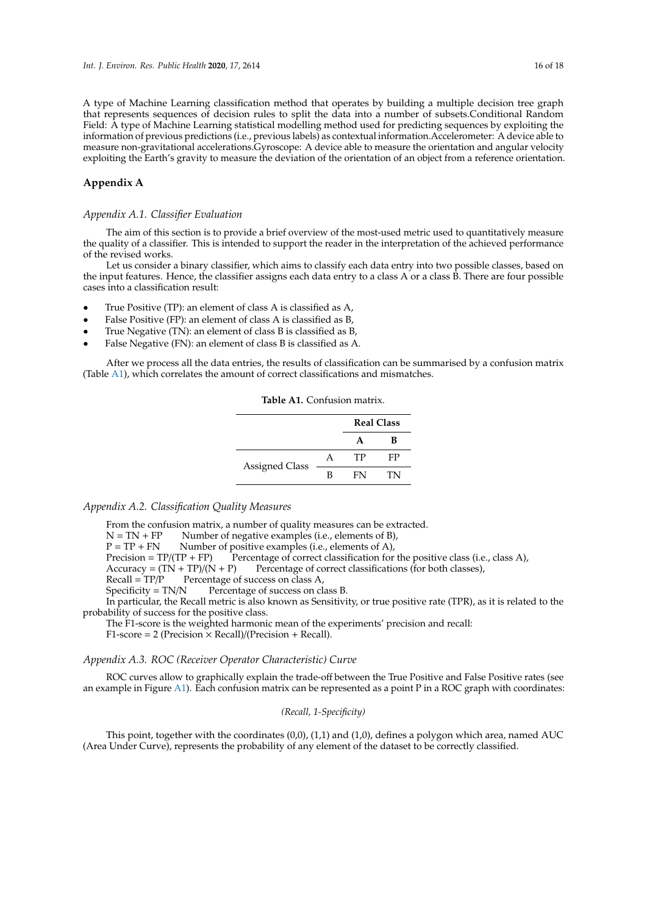A type of Machine Learning classification method that operates by building a multiple decision tree graph that represents sequences of decision rules to split the data into a number of subsets.Conditional Random Field: A type of Machine Learning statistical modelling method used for predicting sequences by exploiting the information of previous predictions (i.e., previous labels) as contextual information.Accelerometer: A device able to measure non-gravitational accelerations.Gyroscope: A device able to measure the orientation and angular velocity exploiting the Earth's gravity to measure the deviation of the orientation of an object from a reference orientation.

## Appendix A

### *Appendix A.1. Classifier Evaluation*

The aim of this section is to provide a brief overview of the most-used metric used to quantitatively measure the quality of a classifier. This is intended to support the reader in the interpretation of the achieved performance of the revised works.

Let us consider a binary classifier, which aims to classify each data entry into two possible classes, based on the input features. Hence, the classifier assigns each data entry to a class A or a class B. There are four possible cases into a classification result:

- True Positive (TP): an element of class A is classified as A,
- False Positive (FP): an element of class A is classified as B,
- True Negative (TN): an element of class B is classified as B,
- False Negative (FN): an element of class B is classified as A.

After we process all the data entries, the results of classification can be summarised by a confusion matrix (Table A1), which correlates the amount of correct classifications and mismatches.

**Table A1.** Confusion matrix.

| | | **Real Class** | |
|---|---|---|---|
| | | **A** | **B** |
| Assigned Class | A | TP | FP |
| | B | FN | TN |

### *Appendix A.2. Classification Quality Measures*

From the confusion matrix, a number of quality measures can be extracted.

N = TN + FP  Number of negative examples (i.e., elements of B),

P = TP + FN  Number of positive examples (i.e., elements of A),

Precision = TP/(TP + FP)  Percentage of correct classification for the positive class (i.e., class A),

Accuracy = (TN + TP)/(N + P)  Percentage of correct classifications (for both classes),

Recall = TP/P  Percentage of success on class A,

Specificity = TN/N  Percentage of success on class B.

In particular, the Recall metric is also known as Sensitivity, or true positive rate (TPR), as it is related to the probability of success for the positive class.

The F1-score is the weighted harmonic mean of the experiments' precision and recall:

F1-score = 2 (Precision × Recall)/(Precision + Recall).

### *Appendix A.3. ROC (Receiver Operator Characteristic) Curve*

ROC curves allow to graphically explain the trade-off between the True Positive and False Positive rates (see an example in Figure A1). Each confusion matrix can be represented as a point P in a ROC graph with coordinates:

*(Recall, 1-Specificity)*

This point, together with the coordinates (0,0), (1,1) and (1,0), defines a polygon which area, named AUC (Area Under Curve), represents the probability of any element of the dataset to be correctly classified.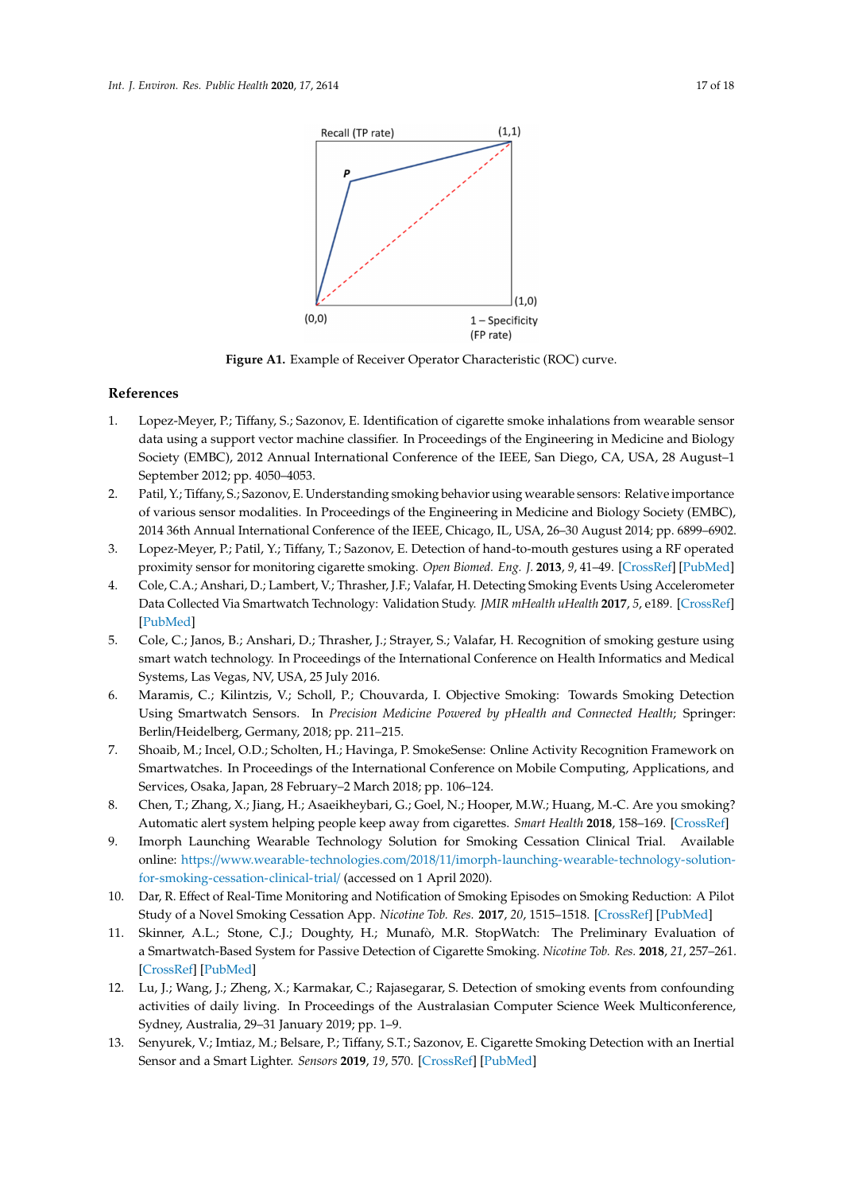Recall (TP rate)

(1,1)

P

(0,0)

(1,0)

1 – Specificity (FP rate)

**Figure A1.** Example of Receiver Operator Characteristic (ROC) curve.

## References

1. Lopez-Meyer, P.; Tiffany, S.; Sazonov, E. Identification of cigarette smoke inhalations from wearable sensor data using a support vector machine classifier. In Proceedings of the Engineering in Medicine and Biology Society (EMBC), 2012 Annual International Conference of the IEEE, San Diego, CA, USA, 28 August–1 September 2012; pp. 4050–4053.
2. Patil, Y.; Tiffany, S.; Sazonov, E. Understanding smoking behavior using wearable sensors: Relative importance of various sensor modalities. In Proceedings of the Engineering in Medicine and Biology Society (EMBC), 2014 36th Annual International Conference of the IEEE, Chicago, IL, USA, 26–30 August 2014; pp. 6899–6902.
3. Lopez-Meyer, P.; Patil, Y.; Tiffany, T.; Sazonov, E. Detection of hand-to-mouth gestures using a RF operated proximity sensor for monitoring cigarette smoking. *Open Biomed. Eng. J.* **2013**, *9*, 41–49. [CrossRef] [PubMed]
4. Cole, C.A.; Anshari, D.; Lambert, V.; Thrasher, J.F.; Valafar, H. Detecting Smoking Events Using Accelerometer Data Collected Via Smartwatch Technology: Validation Study. *JMIR mHealth uHealth* **2017**, *5*, e189. [CrossRef] [PubMed]
5. Cole, C.; Janos, B.; Anshari, D.; Thrasher, J.; Strayer, S.; Valafar, H. Recognition of smoking gesture using smart watch technology. In Proceedings of the International Conference on Health Informatics and Medical Systems, Las Vegas, NV, USA, 25 July 2016.
6. Maramis, C.; Kilintzis, V.; Scholl, P.; Chouvarda, I. Objective Smoking: Towards Smoking Detection Using Smartwatch Sensors. In *Precision Medicine Powered by pHealth and Connected Health*; Springer: Berlin/Heidelberg, Germany, 2018; pp. 211–215.
7. Shoaib, M.; Incel, O.D.; Scholten, H.; Havinga, P. SmokeSense: Online Activity Recognition Framework on Smartwatches. In Proceedings of the International Conference on Mobile Computing, Applications, and Services, Osaka, Japan, 28 February–2 March 2018; pp. 106–124.
8. Chen, T.; Zhang, X.; Jiang, H.; Asaeikheybari, G.; Goel, N.; Hooper, M.W.; Huang, M.-C. Are you smoking? Automatic alert system helping people keep away from cigarettes. *Smart Health* **2018**, 158–169. [CrossRef]
9. Imorph Launching Wearable Technology Solution for Smoking Cessation Clinical Trial. Available online: https://www.wearable-technologies.com/2018/11/imorph-launching-wearable-technology-solution-for-smoking-cessation-clinical-trial/ (accessed on 1 April 2020).
10. Dar, R. Effect of Real-Time Monitoring and Notification of Smoking Episodes on Smoking Reduction: A Pilot Study of a Novel Smoking Cessation App. *Nicotine Tob. Res.* **2017**, *20*, 1515–1518. [CrossRef] [PubMed]
11. Skinner, A.L.; Stone, C.J.; Doughty, H.; Munafò, M.R. StopWatch: The Preliminary Evaluation of a Smartwatch-Based System for Passive Detection of Cigarette Smoking. *Nicotine Tob. Res.* **2018**, *21*, 257–261. [CrossRef] [PubMed]
12. Lu, J.; Wang, J.; Zheng, X.; Karmakar, C.; Rajasegarar, S. Detection of smoking events from confounding activities of daily living. In Proceedings of the Australasian Computer Science Week Multiconference, Sydney, Australia, 29–31 January 2019; pp. 1–9.
13. Senyurek, V.; Imtiaz, M.; Belsare, P.; Tiffany, S.T.; Sazonov, E. Cigarette Smoking Detection with an Inertial Sensor and a Smart Lighter. *Sensors* **2019**, *19*, 570. [CrossRef] [PubMed]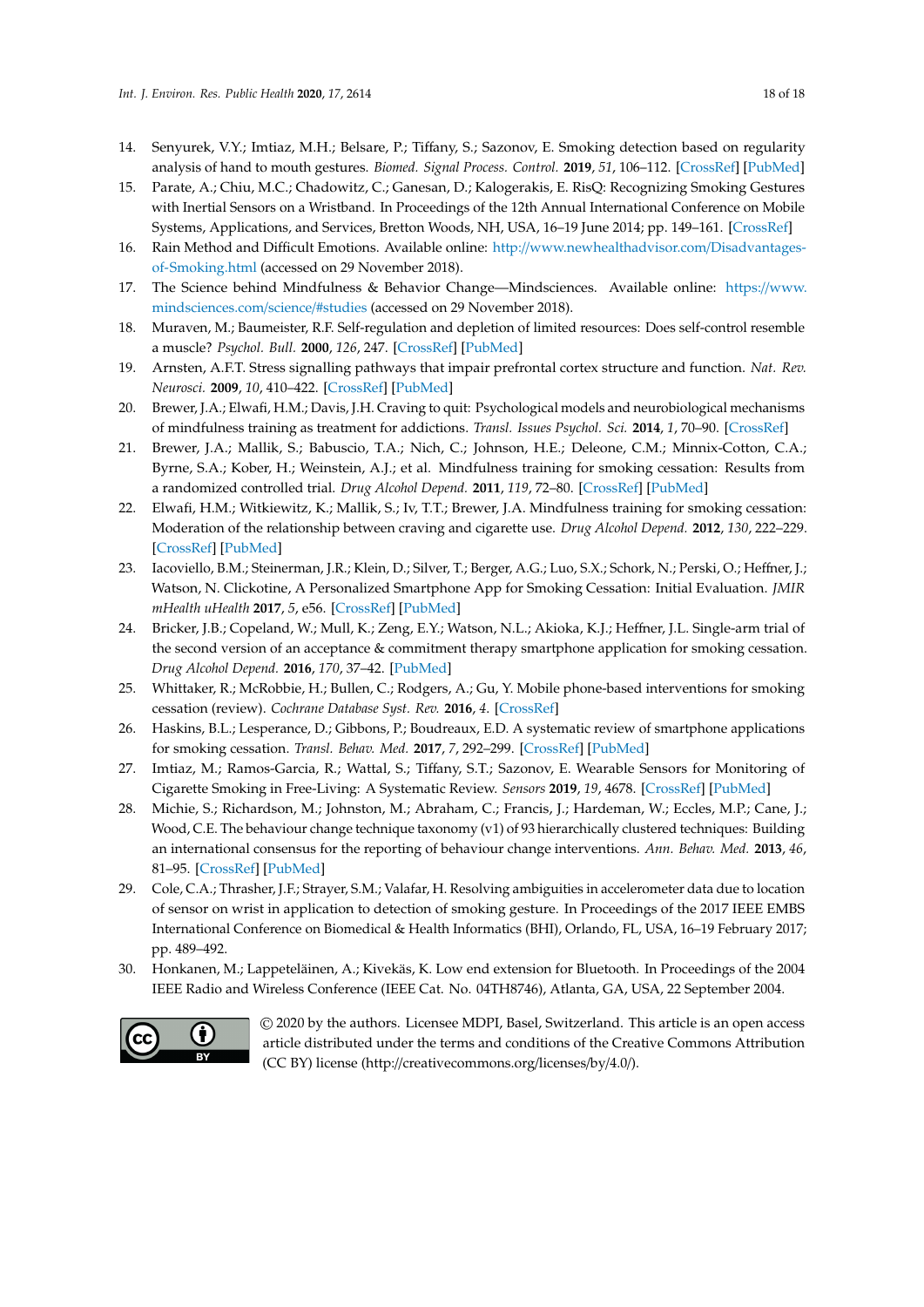14. Senyurek, V.Y.; Imtiaz, M.H.; Belsare, P.; Tiffany, S.; Sazonov, E. Smoking detection based on regularity analysis of hand to mouth gestures. *Biomed. Signal Process. Control.* **2019**, *51*, 106–112. [CrossRef] [PubMed]
15. Parate, A.; Chiu, M.C.; Chadowitz, C.; Ganesan, D.; Kalogerakis, E. RisQ: Recognizing Smoking Gestures with Inertial Sensors on a Wristband. In Proceedings of the 12th Annual International Conference on Mobile Systems, Applications, and Services, Bretton Woods, NH, USA, 16–19 June 2014; pp. 149–161. [CrossRef]
16. Rain Method and Difficult Emotions. Available online: http://www.newhealthadvisor.com/Disadvantages-of-Smoking.html (accessed on 29 November 2018).
17. The Science behind Mindfulness & Behavior Change—Mindsciences. Available online: https://www.mindsciences.com/science/#studies (accessed on 29 November 2018).
18. Muraven, M.; Baumeister, R.F. Self-regulation and depletion of limited resources: Does self-control resemble a muscle? *Psychol. Bull.* **2000**, *126*, 247. [CrossRef] [PubMed]
19. Arnsten, A.F.T. Stress signalling pathways that impair prefrontal cortex structure and function. *Nat. Rev. Neurosci.* **2009**, *10*, 410–422. [CrossRef] [PubMed]
20. Brewer, J.A.; Elwafi, H.M.; Davis, J.H. Craving to quit: Psychological models and neurobiological mechanisms of mindfulness training as treatment for addictions. *Transl. Issues Psychol. Sci.* **2014**, *1*, 70–90. [CrossRef]
21. Brewer, J.A.; Mallik, S.; Babuscio, T.A.; Nich, C.; Johnson, H.E.; Deleone, C.M.; Minnix-Cotton, C.A.; Byrne, S.A.; Kober, H.; Weinstein, A.J.; et al. Mindfulness training for smoking cessation: Results from a randomized controlled trial. *Drug Alcohol Depend.* **2011**, *119*, 72–80. [CrossRef] [PubMed]
22. Elwafi, H.M.; Witkiewitz, K.; Mallik, S.; Iv, T.T.; Brewer, J.A. Mindfulness training for smoking cessation: Moderation of the relationship between craving and cigarette use. *Drug Alcohol Depend.* **2012**, *130*, 222–229. [CrossRef] [PubMed]
23. Iacoviello, B.M.; Steinerman, J.R.; Klein, D.; Silver, T.; Berger, A.G.; Luo, S.X.; Schork, N.; Perski, O.; Heffner, J.; Watson, N. Clickotine, A Personalized Smartphone App for Smoking Cessation: Initial Evaluation. *JMIR mHealth uHealth* **2017**, *5*, e56. [CrossRef] [PubMed]
24. Bricker, J.B.; Copeland, W.; Mull, K.; Zeng, E.Y.; Watson, N.L.; Akioka, K.J.; Heffner, J.L. Single-arm trial of the second version of an acceptance & commitment therapy smartphone application for smoking cessation. *Drug Alcohol Depend.* **2016**, *170*, 37–42. [PubMed]
25. Whittaker, R.; McRobbie, H.; Bullen, C.; Rodgers, A.; Gu, Y. Mobile phone-based interventions for smoking cessation (review). *Cochrane Database Syst. Rev.* **2016**, *4*. [CrossRef]
26. Haskins, B.L.; Lesperance, D.; Gibbons, P.; Boudreaux, E.D. A systematic review of smartphone applications for smoking cessation. *Transl. Behav. Med.* **2017**, *7*, 292–299. [CrossRef] [PubMed]
27. Imtiaz, M.; Ramos-Garcia, R.; Wattal, S.; Tiffany, S.T.; Sazonov, E. Wearable Sensors for Monitoring of Cigarette Smoking in Free-Living: A Systematic Review. *Sensors* **2019**, *19*, 4678. [CrossRef] [PubMed]
28. Michie, S.; Richardson, M.; Johnston, M.; Abraham, C.; Francis, J.; Hardeman, W.; Eccles, M.P.; Cane, J.; Wood, C.E. The behaviour change technique taxonomy (v1) of 93 hierarchically clustered techniques: Building an international consensus for the reporting of behaviour change interventions. *Ann. Behav. Med.* **2013**, *46*, 81–95. [CrossRef] [PubMed]
29. Cole, C.A.; Thrasher, J.F.; Strayer, S.M.; Valafar, H. Resolving ambiguities in accelerometer data due to location of sensor on wrist in application to detection of smoking gesture. In Proceedings of the 2017 IEEE EMBS International Conference on Biomedical & Health Informatics (BHI), Orlando, FL, USA, 16–19 February 2017; pp. 489–492.
30. Honkanen, M.; Lappeteläinen, A.; Kivekäs, K. Low end extension for Bluetooth. In Proceedings of the 2004 IEEE Radio and Wireless Conference (IEEE Cat. No. 04TH8746), Atlanta, GA, USA, 22 September 2004.

© 2020 by the authors. Licensee MDPI, Basel, Switzerland. This article is an open access article distributed under the terms and conditions of the Creative Commons Attribution (CC BY) license (http://creativecommons.org/licenses/by/4.0/).